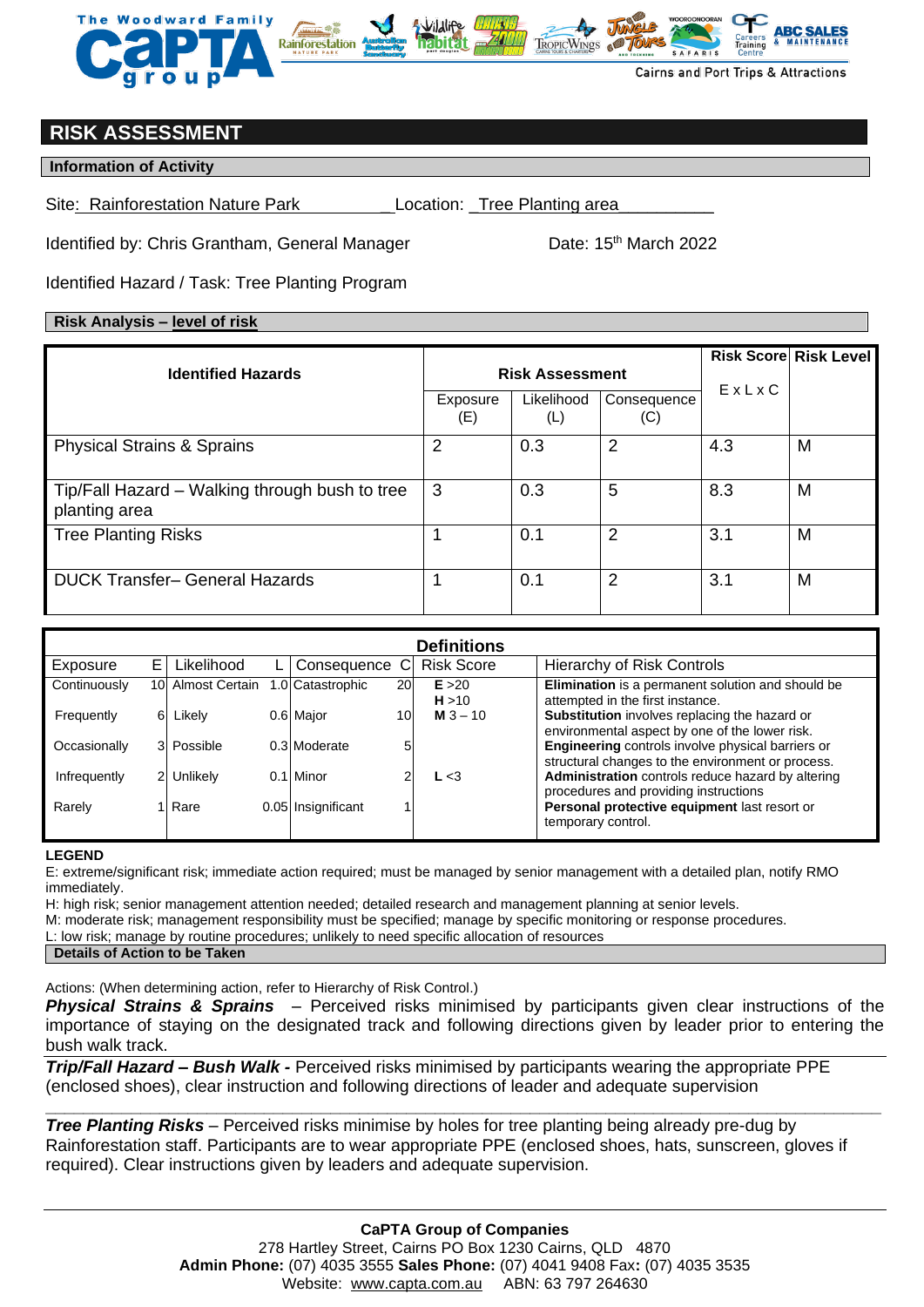## RISK ASSESSMENT

**Information of Activity**

Site: Rainforestation Nature Park Location: Tree Planting area

Identified by: Chris Grantham, General Manager Date: 15th March 2022

Identified Hazard / Task: Tree Planting Program

**Risk Analysis – level of risk**

| Identified Hazards | Risk Assessment | | | Risk Score E x L x C | Risk Level |
|---|---|---|---|---|---|
| | Exposure (E) | Likelihood (L) | Consequence (C) | | |
| Physical Strains & Sprains | 2 | 0.3 | 2 | 4.3 | M |
| Tip/Fall Hazard – Walking through bush to tree planting area | 3 | 0.3 | 5 | 8.3 | M |
| Tree Planting Risks | 1 | 0.1 | 2 | 3.1 | M |
| DUCK Transfer– General Hazards | 1 | 0.1 | 2 | 3.1 | M |

**Definitions**

| Exposure | E | Likelihood | L | Consequence | C | Risk Score | Hierarchy of Risk Controls |
|---|---|---|---|---|---|---|---|
| Continuously | 10 | Almost Certain | 1.0 | Catastrophic | 20 | **E** >20 **H** >10 | **Elimination** is a permanent solution and should be attempted in the first instance. |
| Frequently | 6 | Likely | 0.6 | Major | 10 | **M** 3 – 10 | **Substitution** involves replacing the hazard or environmental aspect by one of the lower risk. |
| Occasionally | 3 | Possible | 0.3 | Moderate | 5 | | **Engineering** controls involve physical barriers or structural changes to the environment or process. |
| Infrequently | 2 | Unlikely | 0.1 | Minor | 2 | **L** <3 | **Administration** controls reduce hazard by altering procedures and providing instructions |
| Rarely | 1 | Rare | 0.05 | Insignificant | 1 | | **Personal protective equipment** last resort or temporary control. |

**LEGEND**

E: extreme/significant risk; immediate action required; must be managed by senior management with a detailed plan, notify RMO immediately.

H: high risk; senior management attention needed; detailed research and management planning at senior levels.

M: moderate risk; management responsibility must be specified; manage by specific monitoring or response procedures.

L: low risk; manage by routine procedures; unlikely to need specific allocation of resources

**Details of Action to be Taken**

Actions: (When determining action, refer to Hierarchy of Risk Control.)

***Physical Strains & Sprains*** – Perceived risks minimised by participants given clear instructions of the importance of staying on the designated track and following directions given by leader prior to entering the bush walk track.

***Trip/Fall Hazard – Bush Walk -*** Perceived risks minimised by participants wearing the appropriate PPE (enclosed shoes), clear instruction and following directions of leader and adequate supervision

***Tree Planting Risks*** – Perceived risks minimise by holes for tree planting being already pre-dug by Rainforestation staff. Participants are to wear appropriate PPE (enclosed shoes, hats, sunscreen, gloves if required). Clear instructions given by leaders and adequate supervision.

**CaPTA Group of Companies**
278 Hartley Street, Cairns PO Box 1230 Cairns, QLD 4870
**Admin Phone:** (07) 4035 3555 **Sales Phone:** (07) 4041 9408 Fax**:** (07) 4035 3535
Website: www.capta.com.au ABN: 63 797 264630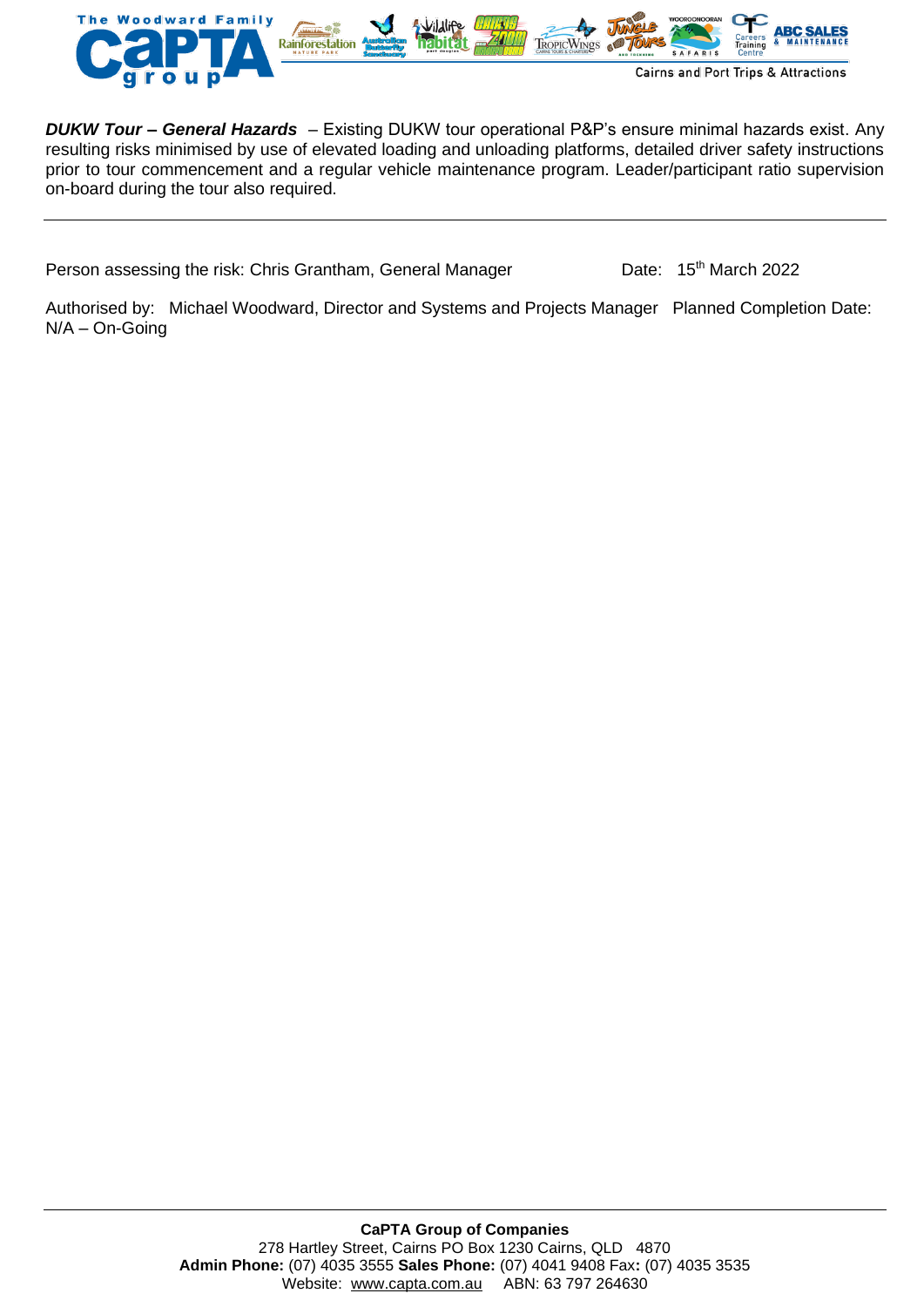***DUKW Tour – General Hazards*** – Existing DUKW tour operational P&P's ensure minimal hazards exist. Any resulting risks minimised by use of elevated loading and unloading platforms, detailed driver safety instructions prior to tour commencement and a regular vehicle maintenance program. Leader/participant ratio supervision on-board during the tour also required.

---

Person assessing the risk: Chris Grantham, General Manager Date: 15th March 2022

Authorised by: Michael Woodward, Director and Systems and Projects Manager Planned Completion Date: N/A – On-Going